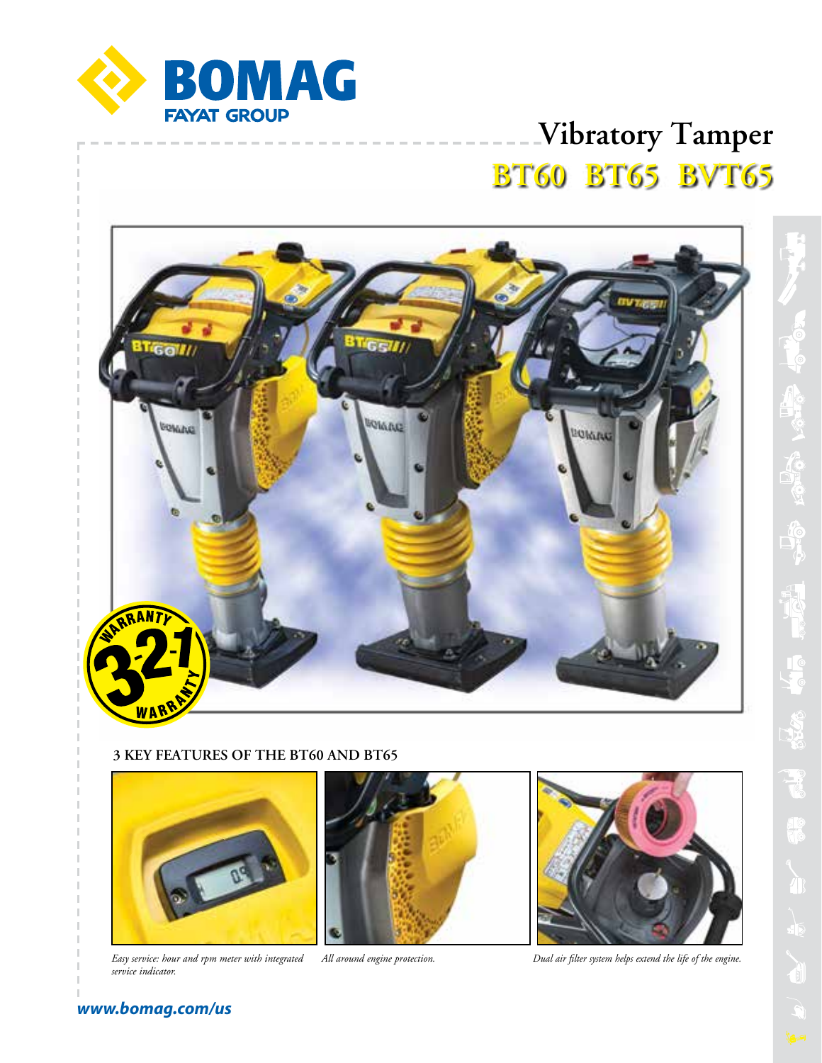# BOMAG

FAYAT GROUP

## Vibratory Tamper

## BT60 BT65 BVT65

### 3 KEY FEATURES OF THE BT60 AND BT65

*Easy service: hour and rpm meter with integrated service indicator.*

*All around engine protection.*

*Dual air filter system helps extend the life of the engine.*

***www.bomag.com/us***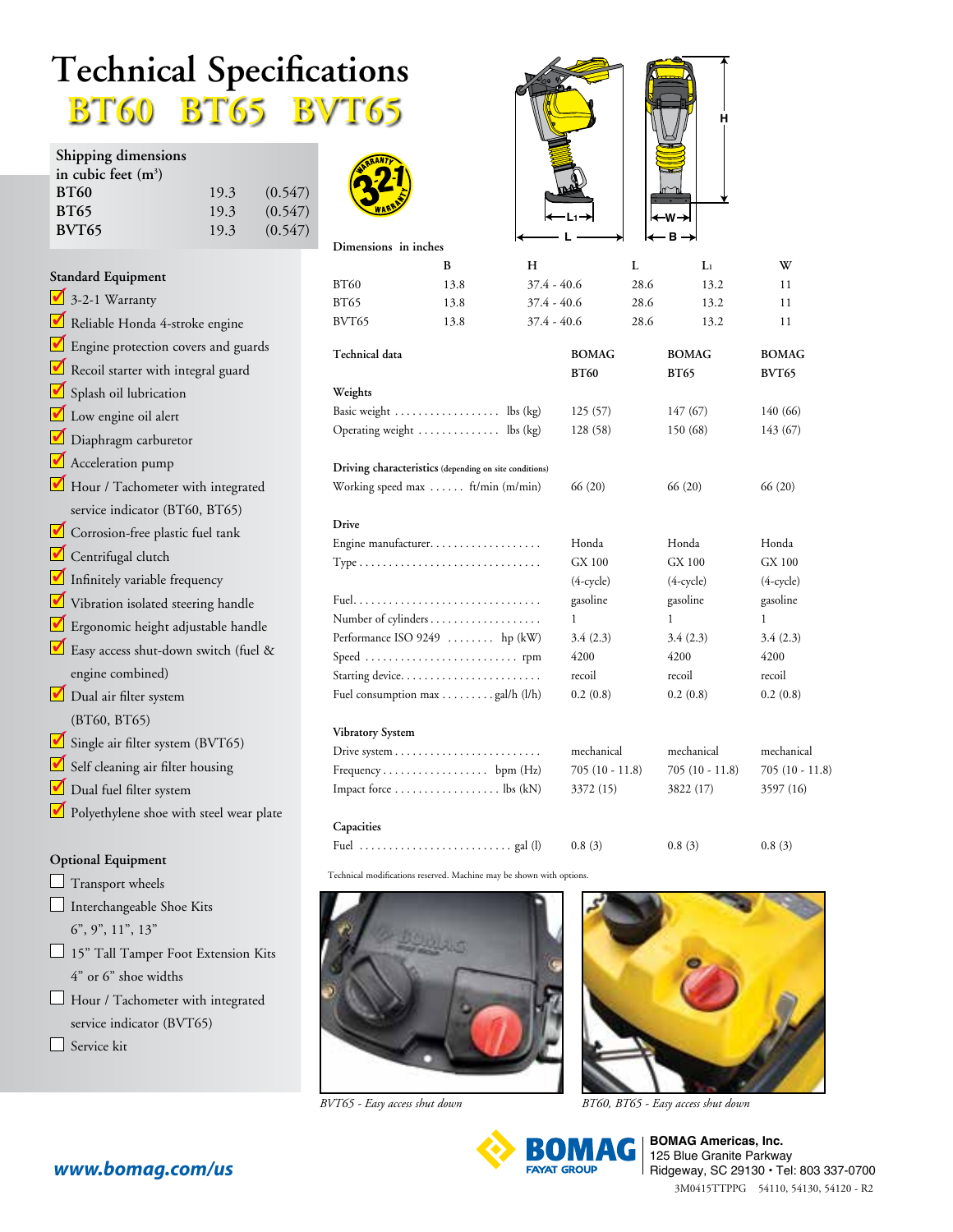# Technical Specifications

## BT60 BT65 BVT65

**Shipping dimensions in cubic feet ($m^3$)**

| | | |
|---|---|---|
| **BT60** | 19.3 | (0.547) |
| **BT65** | 19.3 | (0.547) |
| **BVT65** | 19.3 | (0.547) |

H

L1

L

W

B

Dimensions in inches

| | B | H | L | $L_1$ | W |
|---|---|---|---|---|---|
| BT60 | 13.8 | 37.4 - 40.6 | 28.6 | 13.2 | 11 |
| BT65 | 13.8 | 37.4 - 40.6 | 28.6 | 13.2 | 11 |
| BVT65 | 13.8 | 37.4 - 40.6 | 28.6 | 13.2 | 11 |

### Standard Equipment

- 3-2-1 Warranty
- Reliable Honda 4-stroke engine
- Engine protection covers and guards
- Recoil starter with integral guard
- Splash oil lubrication
- Low engine oil alert
- Diaphragm carburetor
- Acceleration pump
- Hour / Tachometer with integrated service indicator (BT60, BT65)
- Corrosion-free plastic fuel tank
- Centrifugal clutch
- Infinitely variable frequency
- Vibration isolated steering handle
- Ergonomic height adjustable handle
- Easy access shut-down switch (fuel & engine combined)
- Dual air filter system (BT60, BT65)
- Single air filter system (BVT65)
- Self cleaning air filter housing
- Dual fuel filter system
- Polyethylene shoe with steel wear plate

### Optional Equipment

- ☐ Transport wheels
- ☐ Interchangeable Shoe Kits 6", 9", 11", 13"
- ☐ 15" Tall Tamper Foot Extension Kits 4" or 6" shoe widths
- ☐ Hour / Tachometer with integrated service indicator (BVT65)
- ☐ Service kit

| Technical data | | BOMAG BT60 | BOMAG BT65 | BOMAG BVT65 |
|---|---|---|---|---|
| **Weights** | | | | |
| Basic weight | lbs (kg) | 125 (57) | 147 (67) | 140 (66) |
| Operating weight | lbs (kg) | 128 (58) | 150 (68) | 143 (67) |
| **Driving characteristics** (depending on site conditions) | | | | |
| Working speed max | ft/min (m/min) | 66 (20) | 66 (20) | 66 (20) |
| **Drive** | | | | |
| Engine manufacturer | | Honda | Honda | Honda |
| Type | | GX 100 (4-cycle) | GX 100 (4-cycle) | GX 100 (4-cycle) |
| Fuel | | gasoline | gasoline | gasoline |
| Number of cylinders | | 1 | 1 | 1 |
| Performance ISO 9249 | hp (kW) | 3.4 (2.3) | 3.4 (2.3) | 3.4 (2.3) |
| Speed | rpm | 4200 | 4200 | 4200 |
| Starting device | | recoil | recoil | recoil |
| Fuel consumption max | gal/h (l/h) | 0.2 (0.8) | 0.2 (0.8) | 0.2 (0.8) |
| **Vibratory System** | | | | |
| Drive system | | mechanical | mechanical | mechanical |
| Frequency | bpm (Hz) | 705 (10 - 11.8) | 705 (10 - 11.8) | 705 (10 - 11.8) |
| Impact force | lbs (kN) | 3372 (15) | 3822 (17) | 3597 (16) |
| **Capacities** | | | | |
| Fuel | gal (l) | 0.8 (3) | 0.8 (3) | 0.8 (3) |

Technical modifications reserved. Machine may be shown with options.

*BVT65 - Easy access shut down*

*BT60, BT65 - Easy access shut down*

**www.bomag.com/us**

BOMAG FAYAT GROUP

**BOMAG Americas, Inc.**
125 Blue Granite Parkway
Ridgeway, SC 29130 • Tel: 803 337-0700

3M0415TTPPG 54110, 54130, 54120 - R2